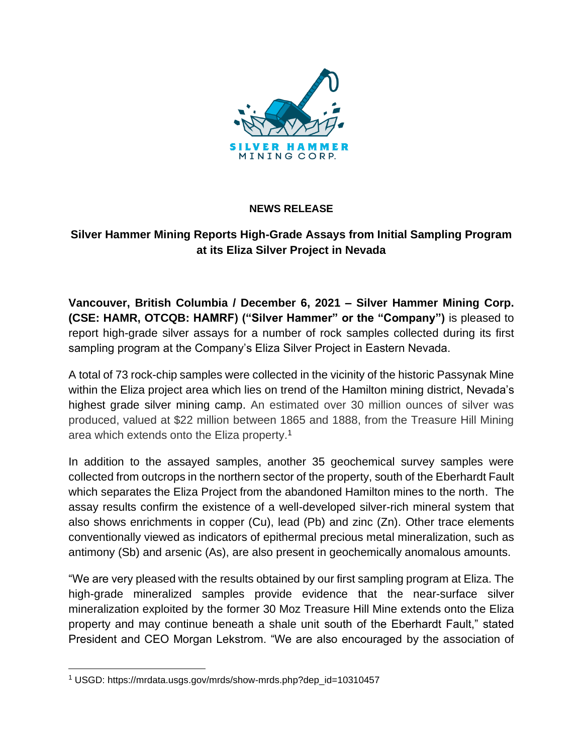SILVER HAMMER
MINING CORP.

**NEWS RELEASE**

## Silver Hammer Mining Reports High-Grade Assays from Initial Sampling Program at its Eliza Silver Project in Nevada

**Vancouver, British Columbia / December 6, 2021 – Silver Hammer Mining Corp. (CSE: HAMR, OTCQB: HAMRF) ("Silver Hammer" or the "Company")** is pleased to report high-grade silver assays for a number of rock samples collected during its first sampling program at the Company's Eliza Silver Project in Eastern Nevada.

A total of 73 rock-chip samples were collected in the vicinity of the historic Passynak Mine within the Eliza project area which lies on trend of the Hamilton mining district, Nevada's highest grade silver mining camp. An estimated over 30 million ounces of silver was produced, valued at $22 million between 1865 and 1888, from the Treasure Hill Mining area which extends onto the Eliza property.[1]

In addition to the assayed samples, another 35 geochemical survey samples were collected from outcrops in the northern sector of the property, south of the Eberhardt Fault which separates the Eliza Project from the abandoned Hamilton mines to the north. The assay results confirm the existence of a well-developed silver-rich mineral system that also shows enrichments in copper (Cu), lead (Pb) and zinc (Zn). Other trace elements conventionally viewed as indicators of epithermal precious metal mineralization, such as antimony (Sb) and arsenic (As), are also present in geochemically anomalous amounts.

"We are very pleased with the results obtained by our first sampling program at Eliza. The high-grade mineralized samples provide evidence that the near-surface silver mineralization exploited by the former 30 Moz Treasure Hill Mine extends onto the Eliza property and may continue beneath a shale unit south of the Eberhardt Fault," stated President and CEO Morgan Lekstrom. "We are also encouraged by the association of

---

[1] USGD: https://mrdata.usgs.gov/mrds/show-mrds.php?dep_id=10310457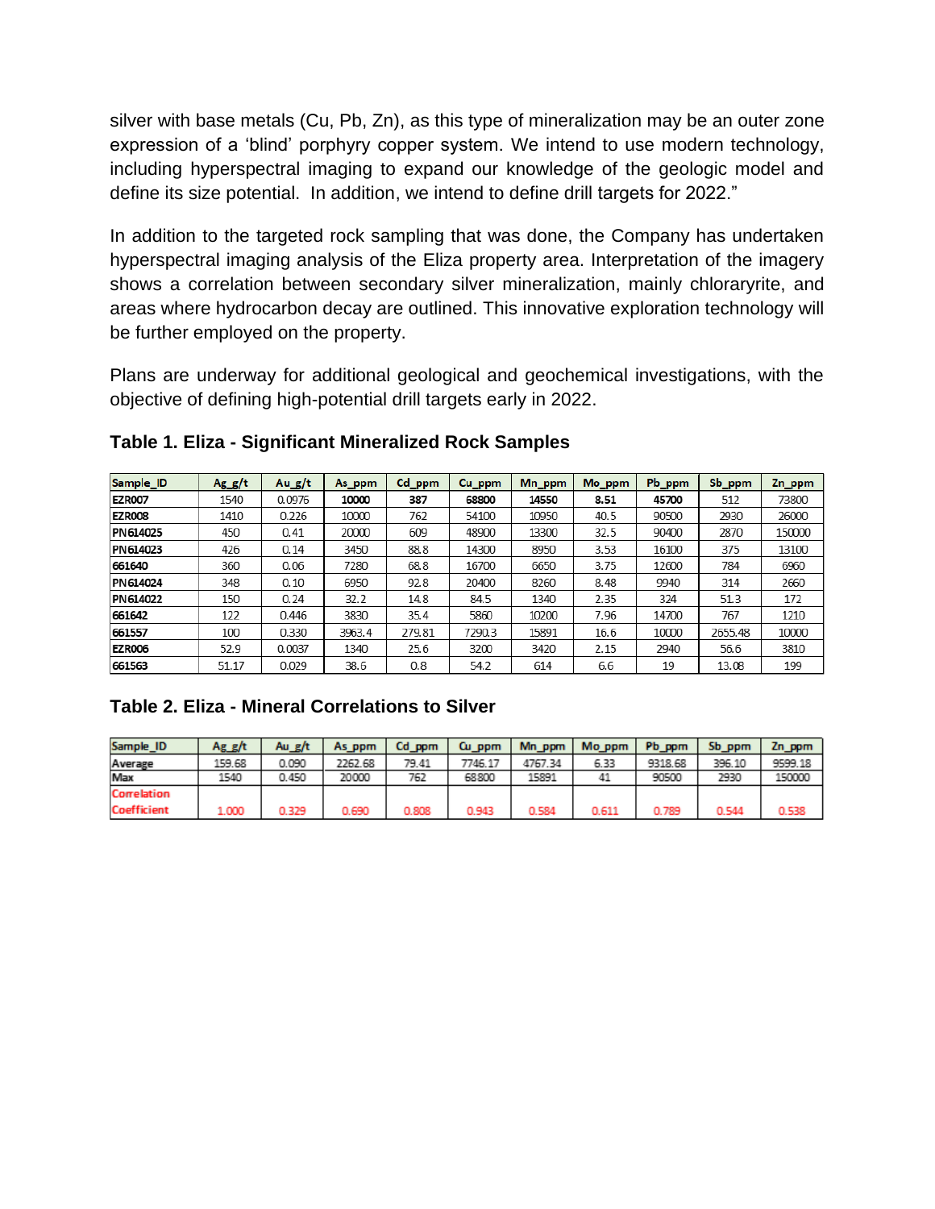silver with base metals (Cu, Pb, Zn), as this type of mineralization may be an outer zone expression of a 'blind' porphyry copper system. We intend to use modern technology, including hyperspectral imaging to expand our knowledge of the geologic model and define its size potential. In addition, we intend to define drill targets for 2022."

In addition to the targeted rock sampling that was done, the Company has undertaken hyperspectral imaging analysis of the Eliza property area. Interpretation of the imagery shows a correlation between secondary silver mineralization, mainly chlorargyrite, and areas where hydrocarbon decay are outlined. This innovative exploration technology will be further employed on the property.

Plans are underway for additional geological and geochemical investigations, with the objective of defining high-potential drill targets early in 2022.

**Table 1. Eliza - Significant Mineralized Rock Samples**

| Sample_ID | Ag_g/t | Au_g/t | As_ppm | Cd_ppm | Cu_ppm | Mn_ppm | Mo_ppm | Pb_ppm | Sb_ppm | Zn_ppm |
|---|---|---|---|---|---|---|---|---|---|---|
| EZR007 | 1540 | 0.0976 | **10000** | **387** | **68800** | **14550** | **8.51** | **45700** | 512 | 73800 |
| EZR008 | 1410 | 0.226 | 10000 | 762 | 54100 | 10950 | 40.5 | 90500 | 2930 | 26000 |
| PN614025 | 450 | 0.41 | 20000 | 609 | 48900 | 13300 | 32.5 | 90400 | 2870 | 150000 |
| PN614023 | 426 | 0.14 | 3450 | 88.8 | 14300 | 8950 | 3.53 | 16100 | 375 | 13100 |
| 661640 | 360 | 0.06 | 7280 | 68.8 | 16700 | 6650 | 3.75 | 12600 | 784 | 6960 |
| PN614024 | 348 | 0.10 | 6950 | 92.8 | 20400 | 8260 | 8.48 | 9940 | 314 | 2660 |
| PN614022 | 150 | 0.24 | 32.2 | 14.8 | 84.5 | 1340 | 2.35 | 324 | 51.3 | 172 |
| 661642 | 122 | 0.446 | 3830 | 35.4 | 5860 | 10200 | 7.96 | 14700 | 767 | 1210 |
| 661557 | 100 | 0.330 | 3963.4 | 279.81 | 7290.3 | 15891 | 16.6 | 10000 | 2655.48 | 10000 |
| EZR006 | 52.9 | 0.0037 | 1340 | 25.6 | 3200 | 3420 | 2.15 | 2940 | 56.6 | 3810 |
| 661563 | 51.17 | 0.029 | 38.6 | 0.8 | 54.2 | 614 | 6.6 | 19 | 13.08 | 199 |

**Table 2. Eliza - Mineral Correlations to Silver**

| Sample_ID | Ag_g/t | Au_g/t | As_ppm | Cd_ppm | Cu_ppm | Mn_ppm | Mo_ppm | Pb_ppm | Sb_ppm | Zn_ppm |
|---|---|---|---|---|---|---|---|---|---|---|
| Average | 159.68 | 0.090 | 2262.68 | 79.41 | 7746.17 | 4767.34 | 6.33 | 9318.68 | 396.10 | 9599.18 |
| Max | 1540 | 0.450 | 20000 | 762 | 68800 | 15891 | 41 | 90500 | 2930 | 150000 |
| Correlation Coefficient | 1.000 | 0.329 | 0.690 | 0.808 | 0.943 | 0.584 | 0.611 | 0.789 | 0.544 | 0.538 |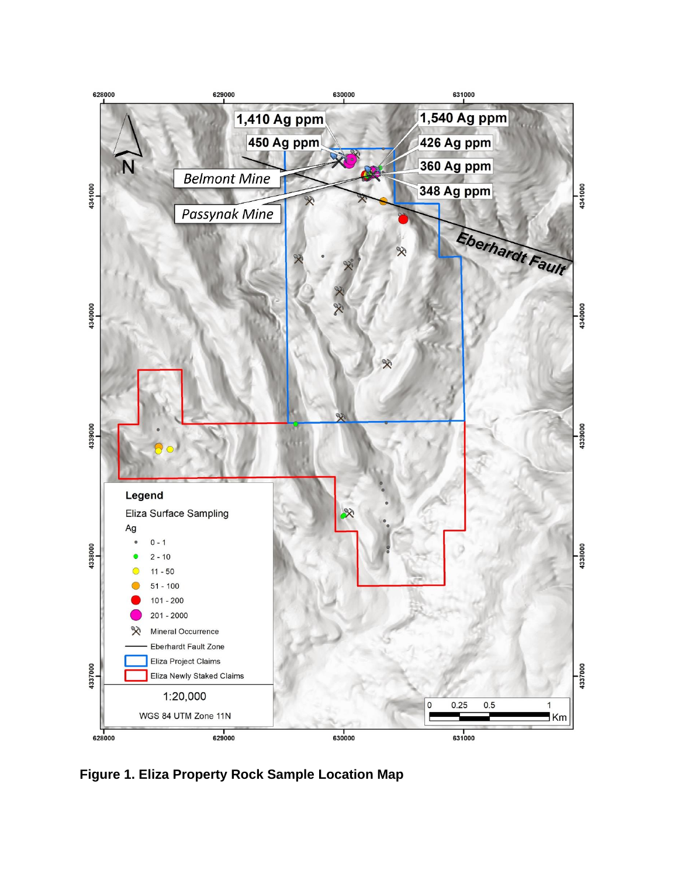**Figure 1. Eliza Property Rock Sample Location Map**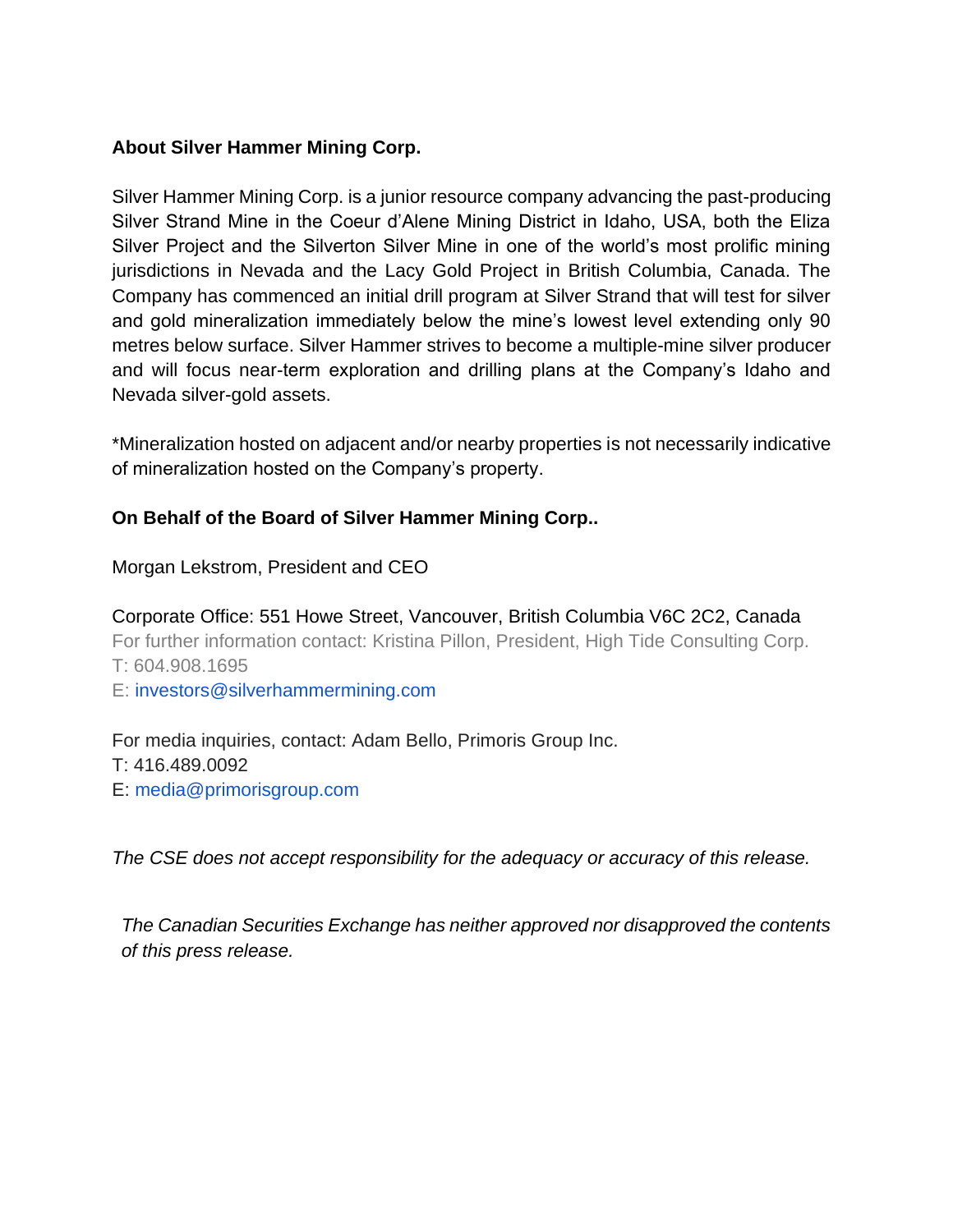**About Silver Hammer Mining Corp.**

Silver Hammer Mining Corp. is a junior resource company advancing the past-producing Silver Strand Mine in the Coeur d'Alene Mining District in Idaho, USA, both the Eliza Silver Project and the Silverton Silver Mine in one of the world's most prolific mining jurisdictions in Nevada and the Lacy Gold Project in British Columbia, Canada. The Company has commenced an initial drill program at Silver Strand that will test for silver and gold mineralization immediately below the mine's lowest level extending only 90 metres below surface. Silver Hammer strives to become a multiple-mine silver producer and will focus near-term exploration and drilling plans at the Company's Idaho and Nevada silver-gold assets.

*Mineralization hosted on adjacent and/or nearby properties is not necessarily indicative of mineralization hosted on the Company's property.

**On Behalf of the Board of Silver Hammer Mining Corp..**

Morgan Lekstrom, President and CEO

Corporate Office: 551 Howe Street, Vancouver, British Columbia V6C 2C2, Canada
For further information contact: Kristina Pillon, President, High Tide Consulting Corp.
T: 604.908.1695
E: investors@silverhammermining.com

For media inquiries, contact: Adam Bello, Primoris Group Inc.
T: 416.489.0092
E: media@primorisgroup.com

*The CSE does not accept responsibility for the adequacy or accuracy of this release.*

*The Canadian Securities Exchange has neither approved nor disapproved the contents of this press release.*